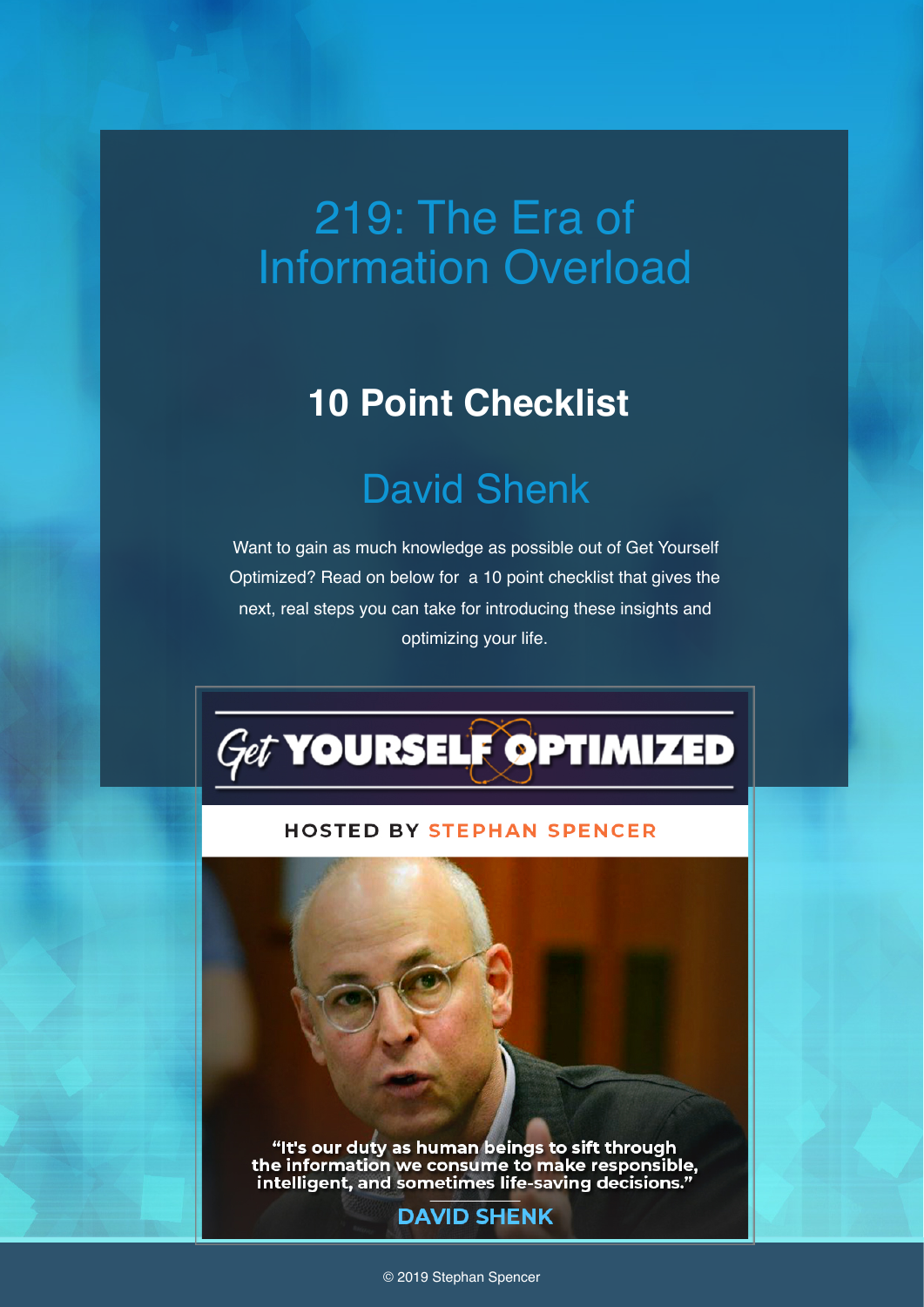# 219: The Era of Information Overload

## 10 Point Checklist

## David Shenk

Want to gain as much knowledge as possible out of Get Yourself Optimized? Read on below for  a 10 point checklist that gives the next, real steps you can take for introducing these insights and optimizing your life.

Get YOURSELF OPTIMIZED

HOSTED BY STEPHAN SPENCER

"It's our duty as human beings to sift through the information we consume to make responsible, intelligent, and sometimes life-saving decisions."

DAVID SHENK

© 2019 Stephan Spencer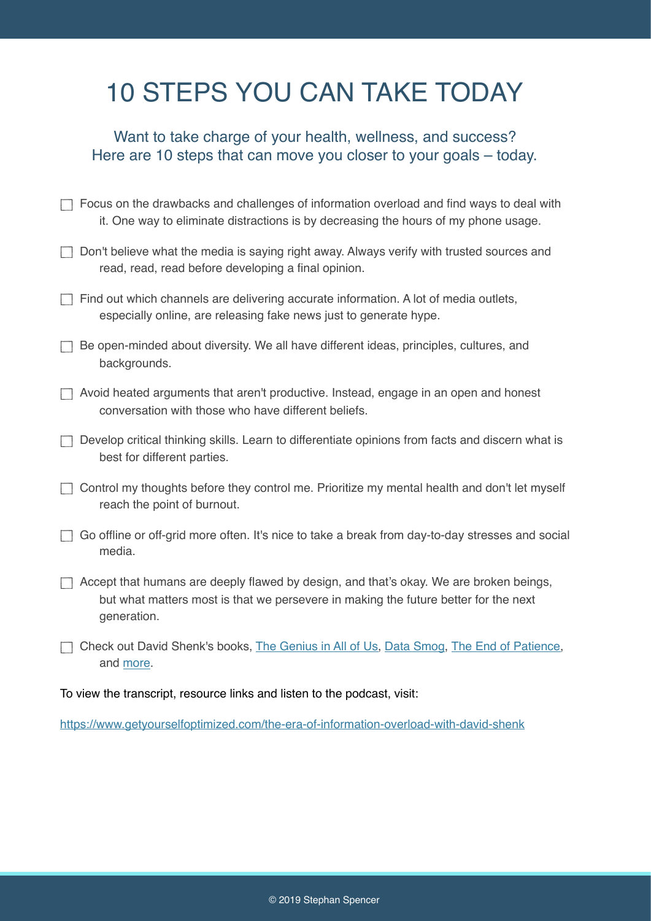# 10 STEPS YOU CAN TAKE TODAY

Want to take charge of your health, wellness, and success?
Here are 10 steps that can move you closer to your goals – today.

- [ ] Focus on the drawbacks and challenges of information overload and find ways to deal with it. One way to eliminate distractions is by decreasing the hours of my phone usage.
- [ ] Don't believe what the media is saying right away. Always verify with trusted sources and read, read, read before developing a final opinion.
- [ ] Find out which channels are delivering accurate information. A lot of media outlets, especially online, are releasing fake news just to generate hype.
- [ ] Be open-minded about diversity. We all have different ideas, principles, cultures, and backgrounds.
- [ ] Avoid heated arguments that aren't productive. Instead, engage in an open and honest conversation with those who have different beliefs.
- [ ] Develop critical thinking skills. Learn to differentiate opinions from facts and discern what is best for different parties.
- [ ] Control my thoughts before they control me. Prioritize my mental health and don't let myself reach the point of burnout.
- [ ] Go offline or off-grid more often. It's nice to take a break from day-to-day stresses and social media.
- [ ] Accept that humans are deeply flawed by design, and that's okay. We are broken beings, but what matters most is that we persevere in making the future better for the next generation.
- [ ] Check out David Shenk's books, The Genius in All of Us, Data Smog, The End of Patience, and more.

To view the transcript, resource links and listen to the podcast, visit:

https://www.getyourselfoptimized.com/the-era-of-information-overload-with-david-shenk

© 2019 Stephan Spencer